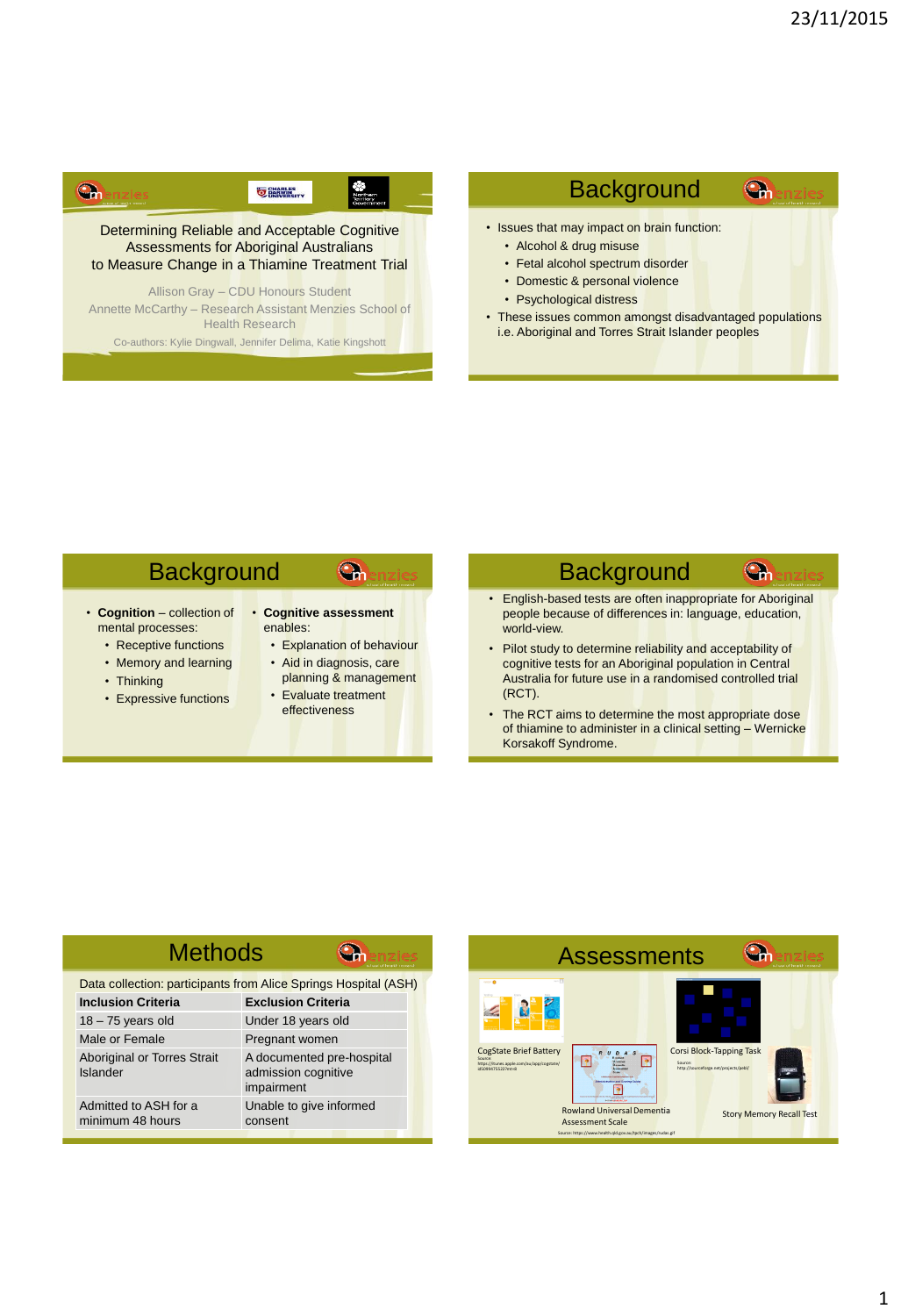# Determining Reliable and Acceptable Cognitive Assessments for Aboriginal Australians to Measure Change in a Thiamine Treatment Trial

Allison Gray – CDU Honours Student

Annette McCarthy – Research Assistant Menzies School of Health Research

Co-authors: Kylie Dingwall, Jennifer Delima, Katie Kingshott

## Background

- Issues that may impact on brain function:
  - Alcohol & drug misuse
  - Fetal alcohol spectrum disorder
  - Domestic & personal violence
  - Psychological distress
- These issues common amongst disadvantaged populations i.e. Aboriginal and Torres Strait Islander peoples

## Background

- **Cognition** – collection of mental processes:
  - Receptive functions
  - Memory and learning
  - Thinking
  - Expressive functions
- **Cognitive assessment** enables:
  - Explanation of behaviour
  - Aid in diagnosis, care planning & management
  - Evaluate treatment effectiveness

## Background

- English-based tests are often inappropriate for Aboriginal people because of differences in: language, education, world-view.
- Pilot study to determine reliability and acceptability of cognitive tests for an Aboriginal population in Central Australia for future use in a randomised controlled trial (RCT).
- The RCT aims to determine the most appropriate dose of thiamine to administer in a clinical setting – Wernicke Korsakoff Syndrome.

## Methods

Data collection: participants from Alice Springs Hospital (ASH)

| Inclusion Criteria | Exclusion Criteria |
| --- | --- |
| 18 – 75 years old | Under 18 years old |
| Male or Female | Pregnant women |
| Aboriginal or Torres Strait Islander | A documented pre-hospital admission cognitive impairment |
| Admitted to ASH for a minimum 48 hours | Unable to give informed consent |

## Assessments

CogState Brief Battery
Source: https://itunes.apple.com/au/app/cogstate/id509947552?mt=8

Corsi Block-Tapping Task
Source: http://sourceforge.net/projects/pebl/

Rowland Universal Dementia Assessment Scale
Source: https://www.health.qld.gov.au/tpch/images/rudas.gif

Story Memory Recall Test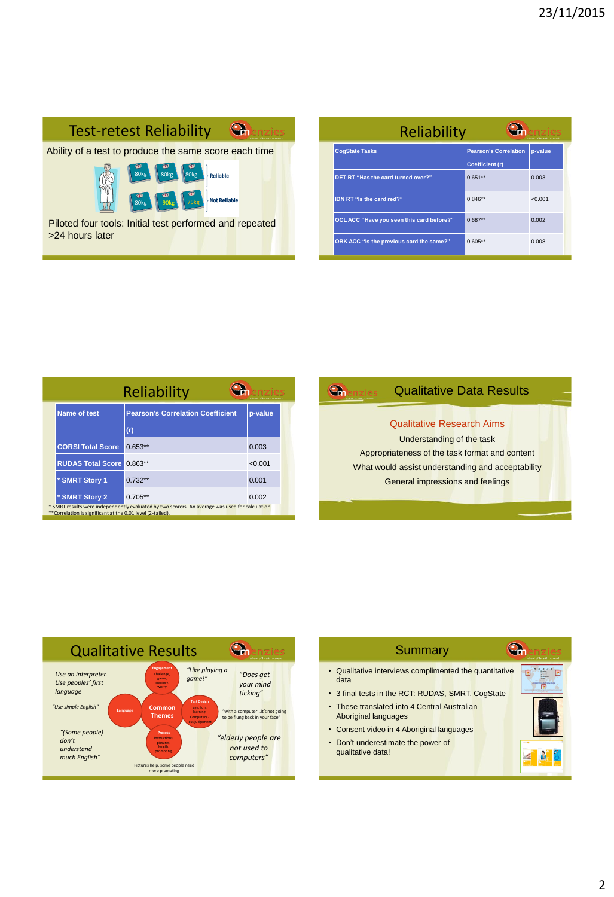## Test-retest Reliability

Ability of a test to produce the same score each time

80kg 80kg 80kg — Reliable

80kg 90kg 75kg — Not Reliable

Piloted four tools: Initial test performed and repeated >24 hours later

## Reliability

| CogState Tasks | Pearson's Correlation Coefficient (r) | p-value |
|---|---|---|
| DET RT "Has the card turned over?" | 0.651** | 0.003 |
| IDN RT "Is the card red?" | 0.846** | <0.001 |
| OCL ACC "Have you seen this card before?" | 0.687** | 0.002 |
| OBK ACC "Is the previous card the same?" | 0.605** | 0.008 |

## Reliability

| Name of test | Pearson's Correlation Coefficient (r) | p-value |
|---|---|---|
| CORSI Total Score | 0.653** | 0.003 |
| RUDAS Total Score | 0.863** | <0.001 |
| * SMRT Story 1 | 0.732** | 0.001 |
| * SMRT Story 2 | 0.705** | 0.002 |

* SMRT results were independently evaluated by two scorers. An average was used for calculation.
**Correlation is significant at the 0.01 level (2-tailed).

## Qualitative Data Results

Qualitative Research Aims

Understanding of the task

Appropriateness of the task format and content

What would assist understanding and acceptability

General impressions and feelings

## Qualitative Results

Common Themes: Engagement (Challenge, game, memory, worry); Test Design (age, fun, learning, Computers - less judgement); Process (Instructions, pictures, length, prompting); Language

*Use an interpreter. Use peoples' first language*

*"Use simple English"*

*"(Some people) don't understand much English"*

*"Like playing a game!"*

*"Does get your mind ticking"*

"with a computer...it's not going to be flung back in your face"

*"elderly people are not used to computers"*

Pictures help, some people need more prompting

## Summary

- Qualitative interviews complimented the quantitative data
- 3 final tests in the RCT: RUDAS, SMRT, CogState
- These translated into 4 Central Australian Aboriginal languages
- Consent video in 4 Aboriginal languages
- Don't underestimate the power of qualitative data!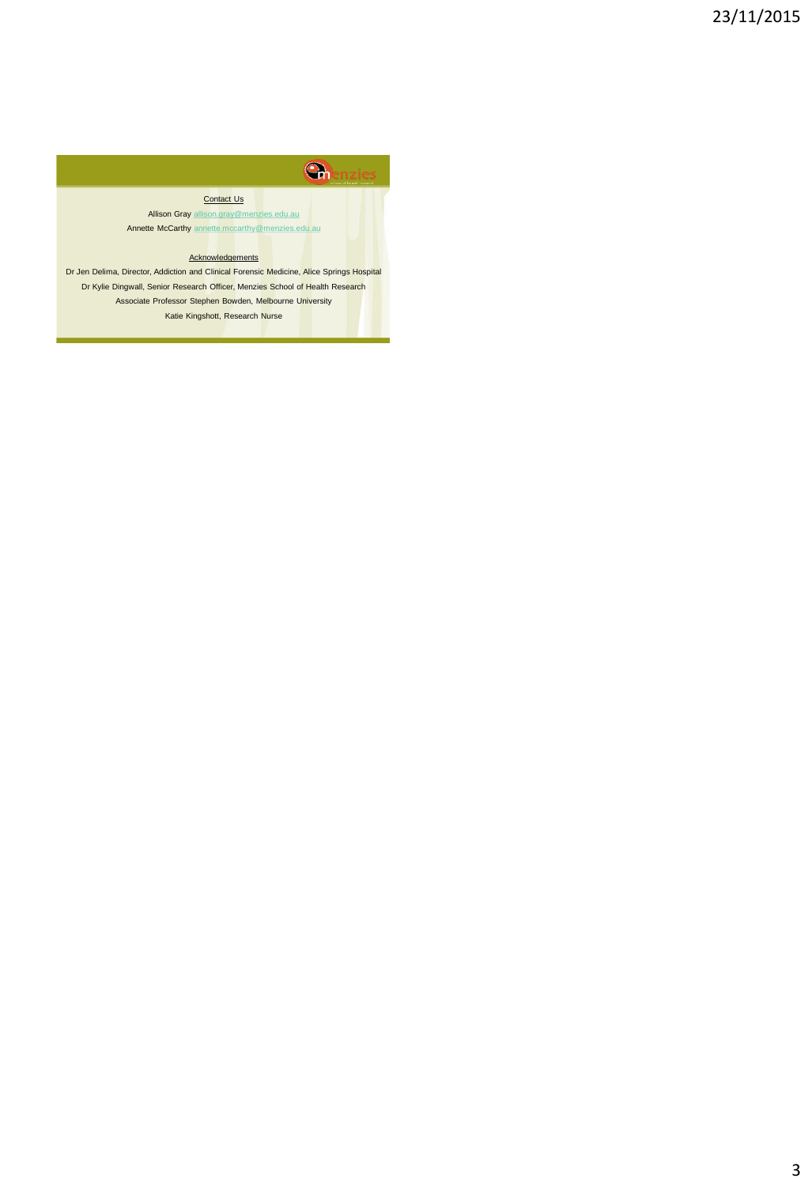Contact Us

Allison Gray allison.gray@menzies.edu.au

Annette McCarthy annette.mccarthy@menzies.edu.au

Acknowledgements

Dr Jen Delima, Director, Addiction and Clinical Forensic Medicine, Alice Springs Hospital

Dr Kylie Dingwall, Senior Research Officer, Menzies School of Health Research

Associate Professor Stephen Bowden, Melbourne University

Katie Kingshott, Research Nurse